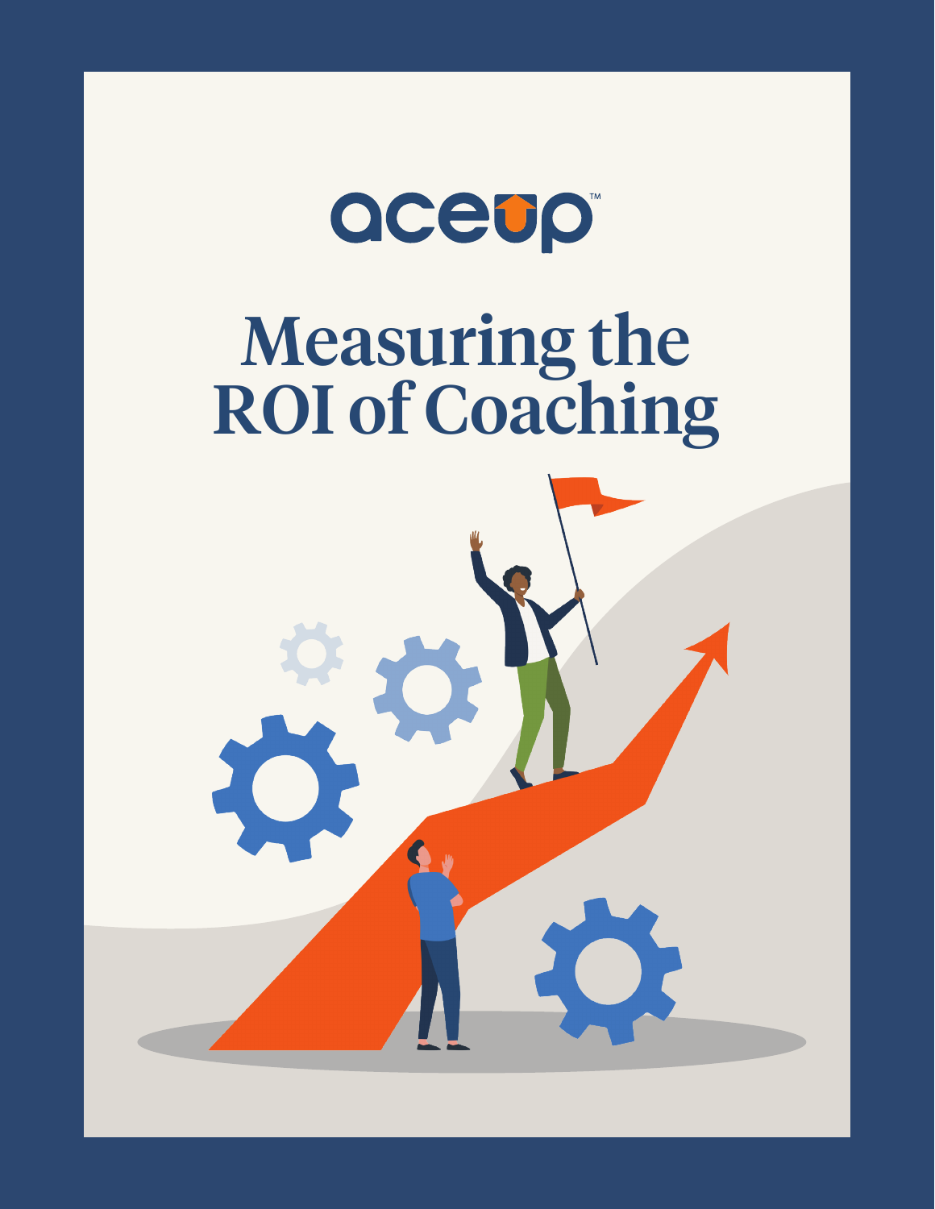aceup™

# Measuring the ROI of Coaching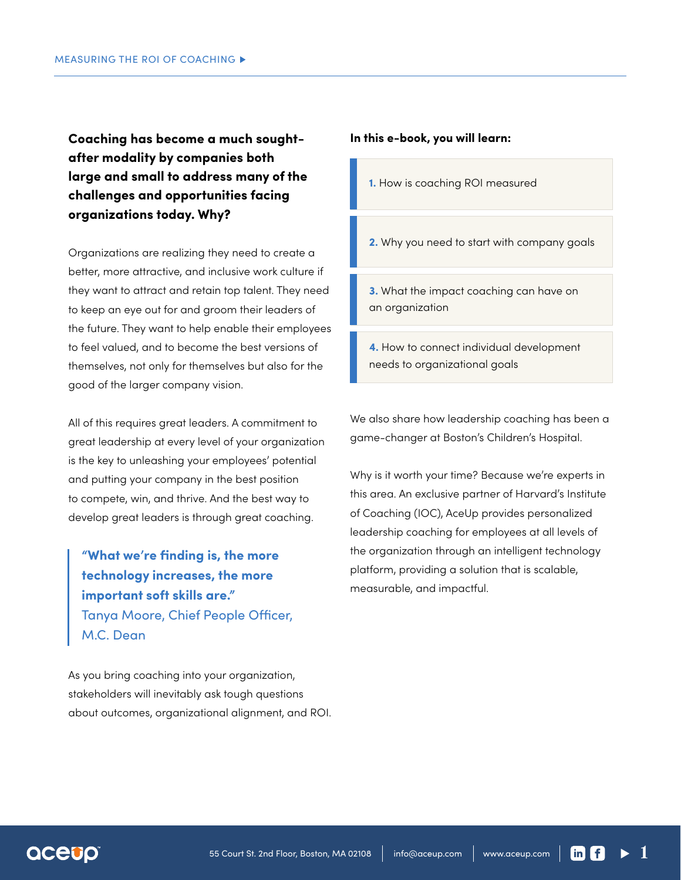**Coaching has become a much sought-after modality by companies both large and small to address many of the challenges and opportunities facing organizations today. Why?**

Organizations are realizing they need to create a better, more attractive, and inclusive work culture if they want to attract and retain top talent. They need to keep an eye out for and groom their leaders of the future. They want to help enable their employees to feel valued, and to become the best versions of themselves, not only for themselves but also for the good of the larger company vision.

All of this requires great leaders. A commitment to great leadership at every level of your organization is the key to unleashing your employees' potential and putting your company in the best position to compete, win, and thrive. And the best way to develop great leaders is through great coaching.

> **"What we're finding is, the more technology increases, the more important soft skills are."**
> Tanya Moore, Chief People Officer, M.C. Dean

As you bring coaching into your organization, stakeholders will inevitably ask tough questions about outcomes, organizational alignment, and ROI.

**In this e-book, you will learn:**

1. How is coaching ROI measured
2. Why you need to start with company goals
3. What the impact coaching can have on an organization
4. How to connect individual development needs to organizational goals

We also share how leadership coaching has been a game-changer at Boston's Children's Hospital.

Why is it worth your time? Because we're experts in this area. An exclusive partner of Harvard's Institute of Coaching (IOC), AceUp provides personalized leadership coaching for employees at all levels of the organization through an intelligent technology platform, providing a solution that is scalable, measurable, and impactful.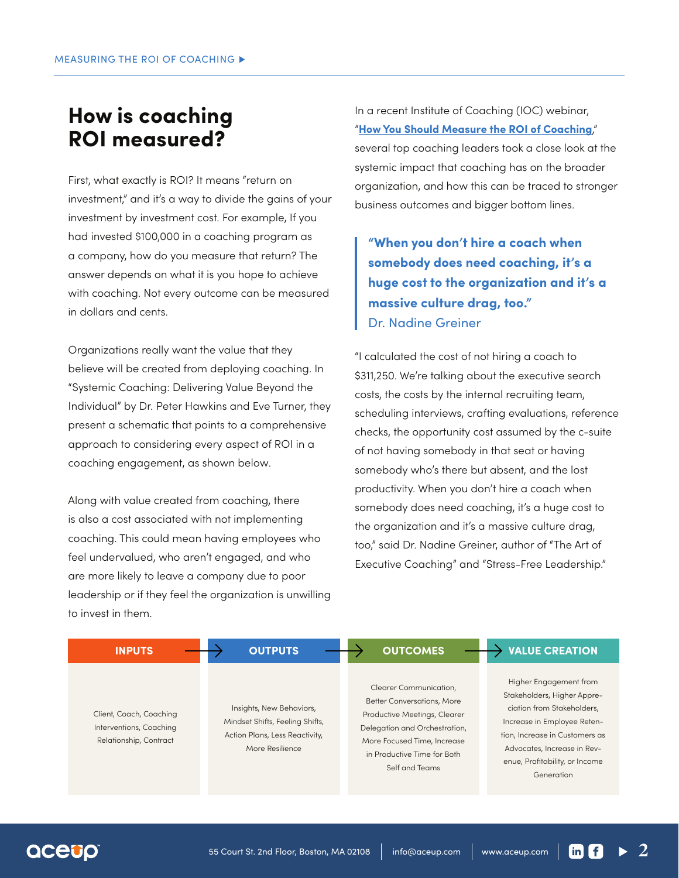## How is coaching ROI measured?

First, what exactly is ROI? It means "return on investment," and it's a way to divide the gains of your investment by investment cost. For example, If you had invested $100,000 in a coaching program as a company, how do you measure that return? The answer depends on what it is you hope to achieve with coaching. Not every outcome can be measured in dollars and cents.

Organizations really want the value that they believe will be created from deploying coaching. In "Systemic Coaching: Delivering Value Beyond the Individual" by Dr. Peter Hawkins and Eve Turner, they present a schematic that points to a comprehensive approach to considering every aspect of ROI in a coaching engagement, as shown below.

Along with value created from coaching, there is also a cost associated with not implementing coaching. This could mean having employees who feel undervalued, who aren't engaged, and who are more likely to leave a company due to poor leadership or if they feel the organization is unwilling to invest in them.

In a recent Institute of Coaching (IOC) webinar, "**How You Should Measure the ROI of Coaching**," several top coaching leaders took a close look at the systemic impact that coaching has on the broader organization, and how this can be traced to stronger business outcomes and bigger bottom lines.

> **"When you don't hire a coach when somebody does need coaching, it's a huge cost to the organization and it's a massive culture drag, too."**
> Dr. Nadine Greiner

"I calculated the cost of not hiring a coach to $311,250. We're talking about the executive search costs, the costs by the internal recruiting team, scheduling interviews, crafting evaluations, reference checks, the opportunity cost assumed by the c-suite of not having somebody in that seat or having somebody who's there but absent, and the lost productivity. When you don't hire a coach when somebody does need coaching, it's a huge cost to the organization and it's a massive culture drag, too," said Dr. Nadine Greiner, author of "The Art of Executive Coaching" and "Stress-Free Leadership."

| INPUTS → | OUTPUTS → | OUTCOMES → | VALUE CREATION |
|---|---|---|---|
| Client, Coach, Coaching Interventions, Coaching Relationship, Contract | Insights, New Behaviors, Mindset Shifts, Feeling Shifts, Action Plans, Less Reactivity, More Resilience | Clearer Communication, Better Conversations, More Productive Meetings, Clearer Delegation and Orchestration, More Focused Time, Increase in Productive Time for Both Self and Teams | Higher Engagement from Stakeholders, Higher Appreciation from Stakeholders, Increase in Employee Retention, Increase in Customers as Advocates, Increase in Revenue, Profitability, or Income Generation |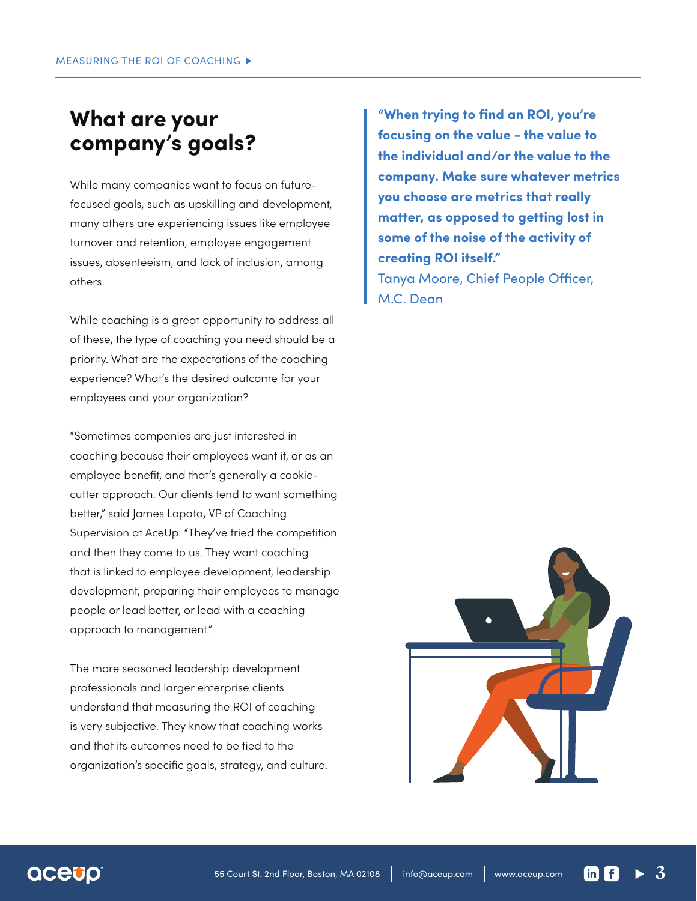## What are your company's goals?

While many companies want to focus on future-focused goals, such as upskilling and development, many others are experiencing issues like employee turnover and retention, employee engagement issues, absenteeism, and lack of inclusion, among others.

While coaching is a great opportunity to address all of these, the type of coaching you need should be a priority. What are the expectations of the coaching experience? What's the desired outcome for your employees and your organization?

"Sometimes companies are just interested in coaching because their employees want it, or as an employee benefit, and that's generally a cookie-cutter approach. Our clients tend to want something better," said James Lopata, VP of Coaching Supervision at AceUp. "They've tried the competition and then they come to us. They want coaching that is linked to employee development, leadership development, preparing their employees to manage people or lead better, or lead with a coaching approach to management."

The more seasoned leadership development professionals and larger enterprise clients understand that measuring the ROI of coaching is very subjective. They know that coaching works and that its outcomes need to be tied to the organization's specific goals, strategy, and culture.

> **"When trying to find an ROI, you're focusing on the value - the value to the individual and/or the value to the company. Make sure whatever metrics you choose are metrics that really matter, as opposed to getting lost in some of the noise of the activity of creating ROI itself."**
> Tanya Moore, Chief People Officer, M.C. Dean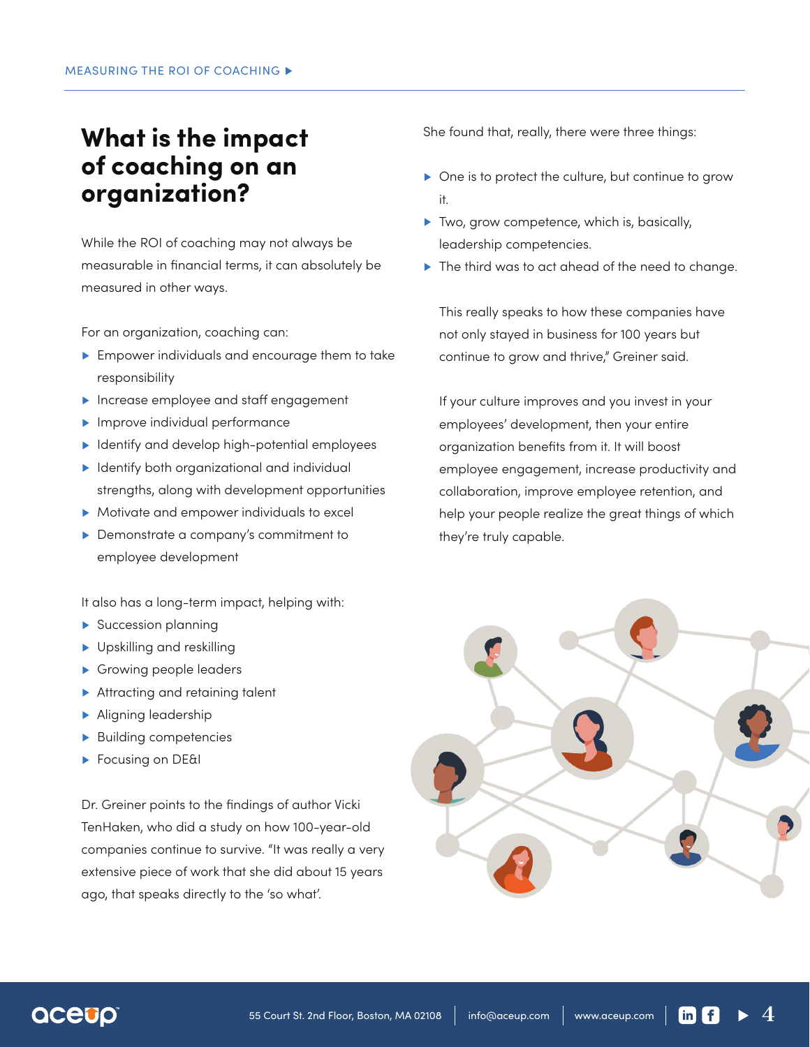# What is the impact of coaching on an organization?

While the ROI of coaching may not always be measurable in financial terms, it can absolutely be measured in other ways.

For an organization, coaching can:

- Empower individuals and encourage them to take responsibility
- Increase employee and staff engagement
- Improve individual performance
- Identify and develop high-potential employees
- Identify both organizational and individual strengths, along with development opportunities
- Motivate and empower individuals to excel
- Demonstrate a company's commitment to employee development

It also has a long-term impact, helping with:

- Succession planning
- Upskilling and reskilling
- Growing people leaders
- Attracting and retaining talent
- Aligning leadership
- Building competencies
- Focusing on DE&I

Dr. Greiner points to the findings of author Vicki TenHaken, who did a study on how 100-year-old companies continue to survive. "It was really a very extensive piece of work that she did about 15 years ago, that speaks directly to the 'so what'.

She found that, really, there were three things:

- One is to protect the culture, but continue to grow it.
- Two, grow competence, which is, basically, leadership competencies.
- The third was to act ahead of the need to change.

This really speaks to how these companies have not only stayed in business for 100 years but continue to grow and thrive," Greiner said.

If your culture improves and you invest in your employees' development, then your entire organization benefits from it. It will boost employee engagement, increase productivity and collaboration, improve employee retention, and help your people realize the great things of which they're truly capable.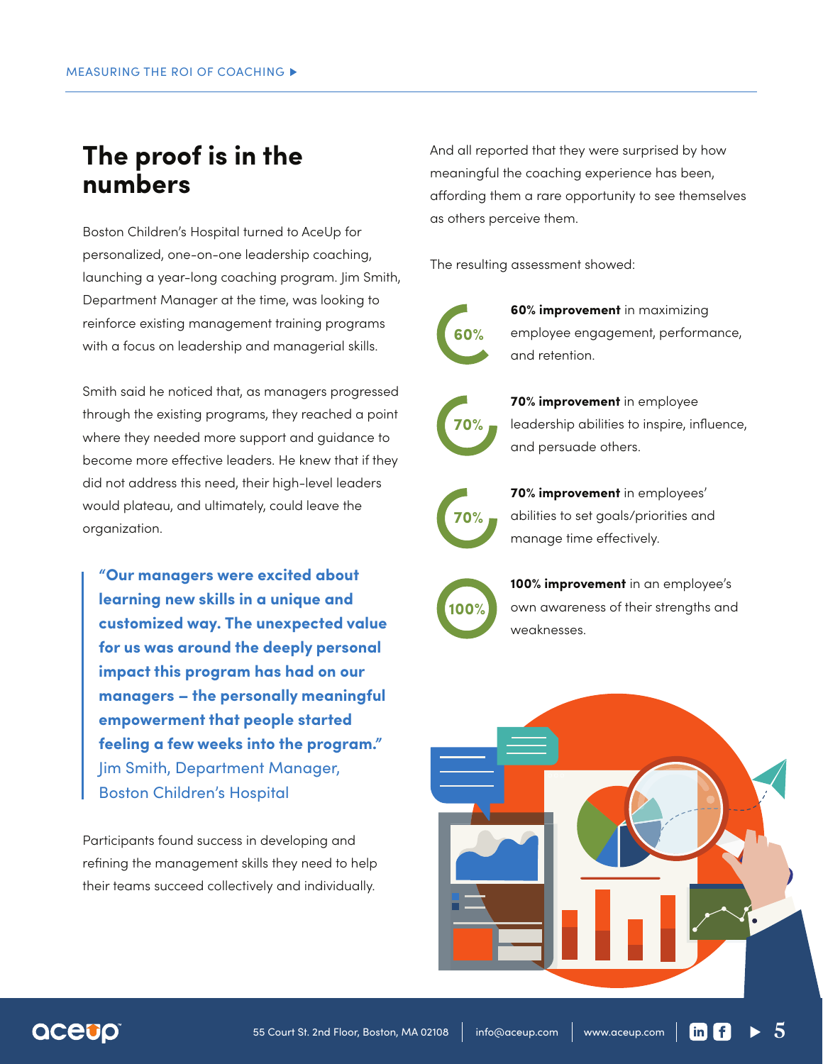## The proof is in the numbers

Boston Children's Hospital turned to AceUp for personalized, one-on-one leadership coaching, launching a year-long coaching program. Jim Smith, Department Manager at the time, was looking to reinforce existing management training programs with a focus on leadership and managerial skills.

Smith said he noticed that, as managers progressed through the existing programs, they reached a point where they needed more support and guidance to become more effective leaders. He knew that if they did not address this need, their high-level leaders would plateau, and ultimately, could leave the organization.

> **"Our managers were excited about learning new skills in a unique and customized way. The unexpected value for us was around the deeply personal impact this program has had on our managers – the personally meaningful empowerment that people started feeling a few weeks into the program."**
> Jim Smith, Department Manager, Boston Children's Hospital

Participants found success in developing and refining the management skills they need to help their teams succeed collectively and individually.

And all reported that they were surprised by how meaningful the coaching experience has been, affording them a rare opportunity to see themselves as others perceive them.

The resulting assessment showed:

- 60% — **60% improvement** in maximizing employee engagement, performance, and retention.
- 70% — **70% improvement** in employee leadership abilities to inspire, influence, and persuade others.
- 70% — **70% improvement** in employees' abilities to set goals/priorities and manage time effectively.
- 100% — **100% improvement** in an employee's own awareness of their strengths and weaknesses.

55 Court St. 2nd Floor, Boston, MA 02108 | info@aceup.com | www.aceup.com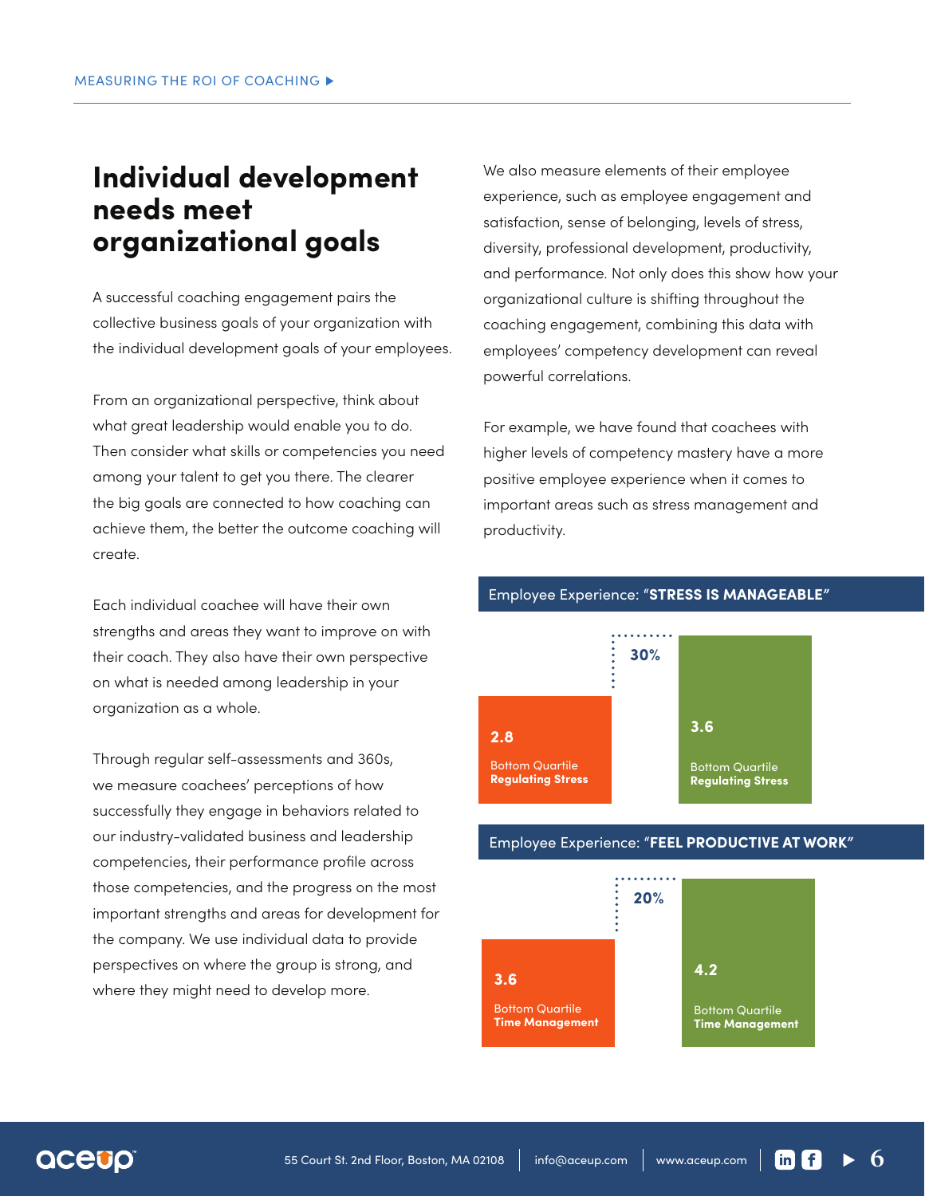# Individual development needs meet organizational goals

A successful coaching engagement pairs the collective business goals of your organization with the individual development goals of your employees.

From an organizational perspective, think about what great leadership would enable you to do. Then consider what skills or competencies you need among your talent to get you there. The clearer the big goals are connected to how coaching can achieve them, the better the outcome coaching will create.

Each individual coachee will have their own strengths and areas they want to improve on with their coach. They also have their own perspective on what is needed among leadership in your organization as a whole.

Through regular self-assessments and 360s, we measure coachees' perceptions of how successfully they engage in behaviors related to our industry-validated business and leadership competencies, their performance profile across those competencies, and the progress on the most important strengths and areas for development for the company. We use individual data to provide perspectives on where the group is strong, and where they might need to develop more.

We also measure elements of their employee experience, such as employee engagement and satisfaction, sense of belonging, levels of stress, diversity, professional development, productivity, and performance. Not only does this show how your organizational culture is shifting throughout the coaching engagement, combining this data with employees' competency development can reveal powerful correlations.

For example, we have found that coachees with higher levels of competency mastery have a more positive employee experience when it comes to important areas such as stress management and productivity.

**Employee Experience: "STRESS IS MANAGEABLE"**

| Group | Score |
| --- | --- |
| Bottom Quartile **Regulating Stress** | 2.8 |
| Bottom Quartile **Regulating Stress** | 3.6 |
| Difference | 30% |

**Employee Experience: "FEEL PRODUCTIVE AT WORK"**

| Group | Score |
| --- | --- |
| Bottom Quartile **Time Management** | 3.6 |
| Bottom Quartile **Time Management** | 4.2 |
| Difference | 20% |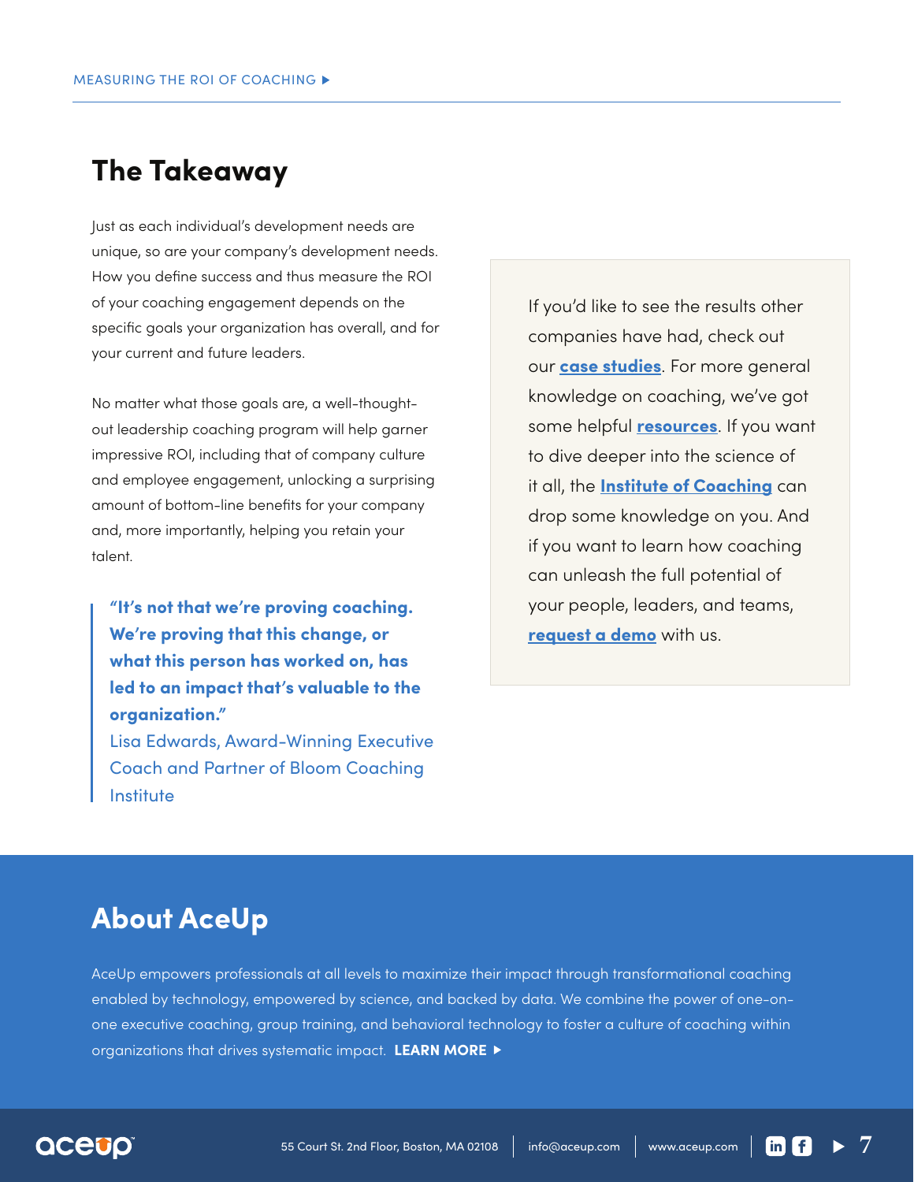## The Takeaway

Just as each individual's development needs are unique, so are your company's development needs. How you define success and thus measure the ROI of your coaching engagement depends on the specific goals your organization has overall, and for your current and future leaders.

No matter what those goals are, a well-thought-out leadership coaching program will help garner impressive ROI, including that of company culture and employee engagement, unlocking a surprising amount of bottom-line benefits for your company and, more importantly, helping you retain your talent.

> **"It's not that we're proving coaching. We're proving that this change, or what this person has worked on, has led to an impact that's valuable to the organization."**
> Lisa Edwards, Award-Winning Executive Coach and Partner of Bloom Coaching Institute

If you'd like to see the results other companies have had, check out our **case studies**. For more general knowledge on coaching, we've got some helpful **resources**. If you want to dive deeper into the science of it all, the **Institute of Coaching** can drop some knowledge on you. And if you want to learn how coaching can unleash the full potential of your people, leaders, and teams, **request a demo** with us.

## About AceUp

AceUp empowers professionals at all levels to maximize their impact through transformational coaching enabled by technology, empowered by science, and backed by data. We combine the power of one-on-one executive coaching, group training, and behavioral technology to foster a culture of coaching within organizations that drives systematic impact. **LEARN MORE ▸**

aceup | 55 Court St. 2nd Floor, Boston, MA 02108 | info@aceup.com | www.aceup.com